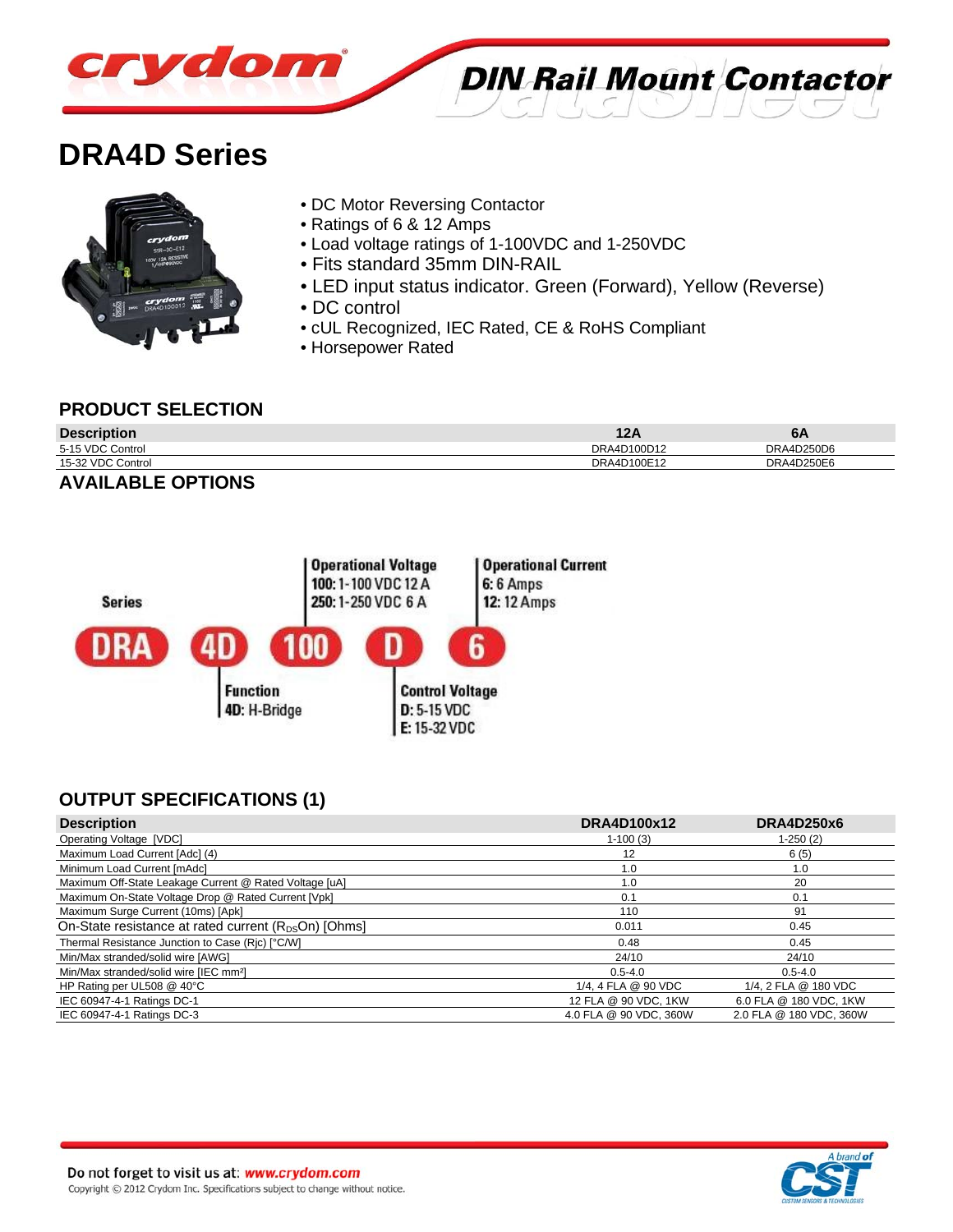# DIN Rail Mount Contactor

## DRA4D Series

- DC Motor Reversing Contactor
- Ratings of 6 & 12 Amps
- Load voltage ratings of 1-100VDC and 1-250VDC
- Fits standard 35mm DIN-RAIL
- LED input status indicator. Green (Forward), Yellow (Reverse)
- DC control
- cUL Recognized, IEC Rated, CE & RoHS Compliant
- Horsepower Rated

### PRODUCT SELECTION

| Description | 12A | 6A |
|---|---|---|
| 5-15 VDC Control | DRA4D100D12 | DRA4D250D6 |
| 15-32 VDC Control | DRA4D100E12 | DRA4D250E6 |

### AVAILABLE OPTIONS

DRA 4D 100 D 6

- **Series**: DRA
- **Function**: 4D: H-Bridge
- **Operational Voltage**: 100: 1-100 VDC 12 A; 250: 1-250 VDC 6 A
- **Control Voltage**: D: 5-15 VDC; E: 15-32 VDC
- **Operational Current**: 6: 6 Amps; 12: 12 Amps

### OUTPUT SPECIFICATIONS (1)

| Description | DRA4D100x12 | DRA4D250x6 |
|---|---|---|
| Operating Voltage [VDC] | 1-100 (3) | 1-250 (2) |
| Maximum Load Current [Adc] (4) | 12 | 6 (5) |
| Minimum Load Current [mAdc] | 1.0 | 1.0 |
| Maximum Off-State Leakage Current @ Rated Voltage [uA] | 1.0 | 20 |
| Maximum On-State Voltage Drop @ Rated Current [Vpk] | 0.1 | 0.1 |
| Maximum Surge Current (10ms) [Apk] | 110 | 91 |
| On-State resistance at rated current ($R_{DS}$On) [Ohms] | 0.011 | 0.45 |
| Thermal Resistance Junction to Case (Rjc) [°C/W] | 0.48 | 0.45 |
| Min/Max stranded/solid wire [AWG] | 24/10 | 24/10 |
| Min/Max stranded/solid wire [IEC mm²] | 0.5-4.0 | 0.5-4.0 |
| HP Rating per UL508 @ 40°C | 1/4, 4 FLA @ 90 VDC | 1/4, 2 FLA @ 180 VDC |
| IEC 60947-4-1 Ratings DC-1 | 12 FLA @ 90 VDC, 1KW | 6.0 FLA @ 180 VDC, 1KW |
| IEC 60947-4-1 Ratings DC-3 | 4.0 FLA @ 90 VDC, 360W | 2.0 FLA @ 180 VDC, 360W |

Do not forget to visit us at: *www.crydom.com*

Copyright © 2012 Crydom Inc. Specifications subject to change without notice.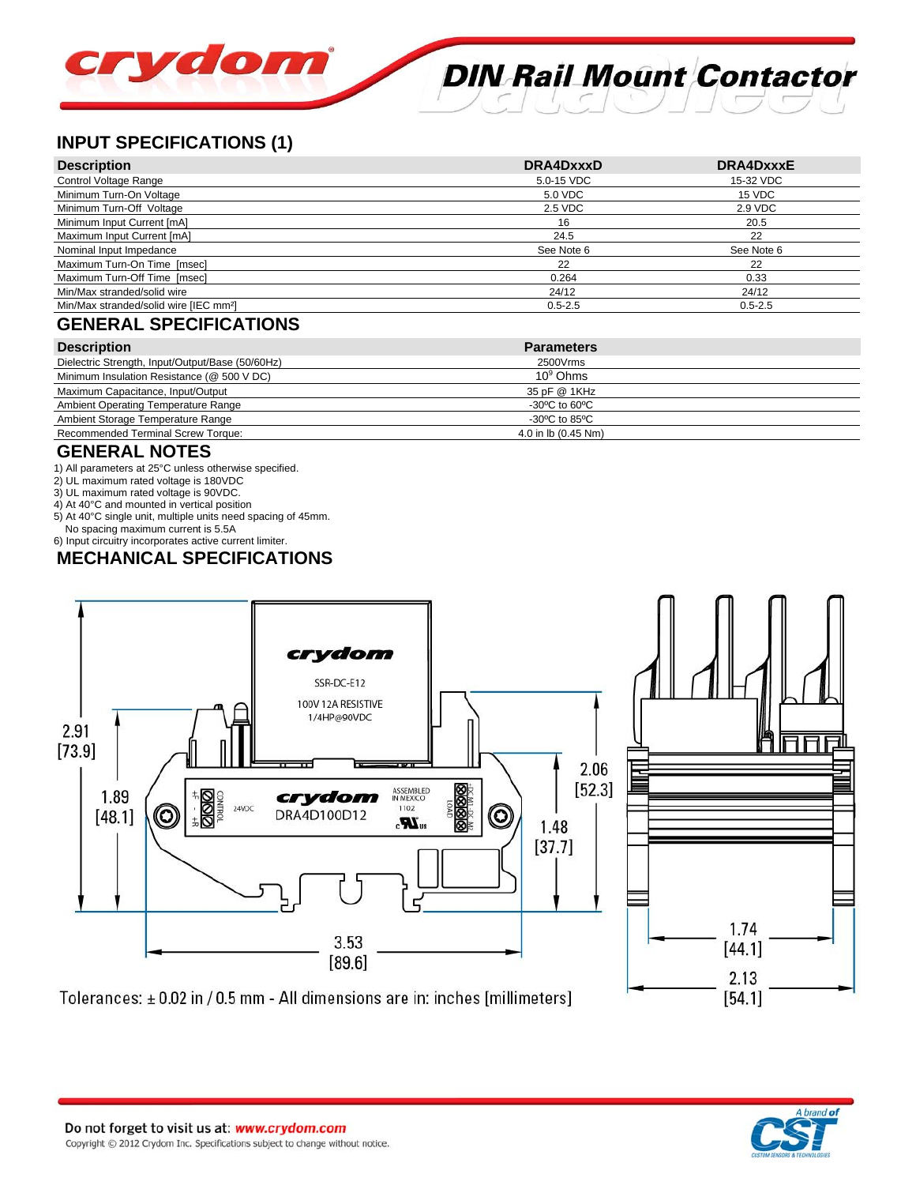## INPUT SPECIFICATIONS (1)

| Description | DRA4DxxxD | DRA4DxxxE |
|---|---|---|
| Control Voltage Range | 5.0-15 VDC | 15-32 VDC |
| Minimum Turn-On Voltage | 5.0 VDC | 15 VDC |
| Minimum Turn-Off Voltage | 2.5 VDC | 2.9 VDC |
| Minimum Input Current [mA] | 16 | 20.5 |
| Maximum Input Current [mA] | 24.5 | 22 |
| Nominal Input Impedance | See Note 6 | See Note 6 |
| Maximum Turn-On Time [msec] | 22 | 22 |
| Maximum Turn-Off Time [msec] | 0.264 | 0.33 |
| Min/Max stranded/solid wire | 24/12 | 24/12 |
| Min/Max stranded/solid wire [IEC mm²] | 0.5-2.5 | 0.5-2.5 |

## GENERAL SPECIFICATIONS

| Description | Parameters |
|---|---|
| Dielectric Strength, Input/Output/Base (50/60Hz) | 2500Vrms |
| Minimum Insulation Resistance (@ 500 V DC) | $10^9$ Ohms |
| Maximum Capacitance, Input/Output | 35 pF @ 1KHz |
| Ambient Operating Temperature Range | -30ºC to 60ºC |
| Ambient Storage Temperature Range | -30ºC to 85ºC |
| Recommended Terminal Screw Torque: | 4.0 in lb (0.45 Nm) |

## GENERAL NOTES

1) All parameters at 25°C unless otherwise specified.
2) UL maximum rated voltage is 180VDC
3) UL maximum rated voltage is 90VDC.
4) At 40°C and mounted in vertical position
5) At 40°C single unit, multiple units need spacing of 45mm.
   No spacing maximum current is 5.5A
6) Input circuitry incorporates active current limiter.

## MECHANICAL SPECIFICATIONS

Tolerances: ± 0.02 in / 0.5 mm - All dimensions are in: inches [millimeters]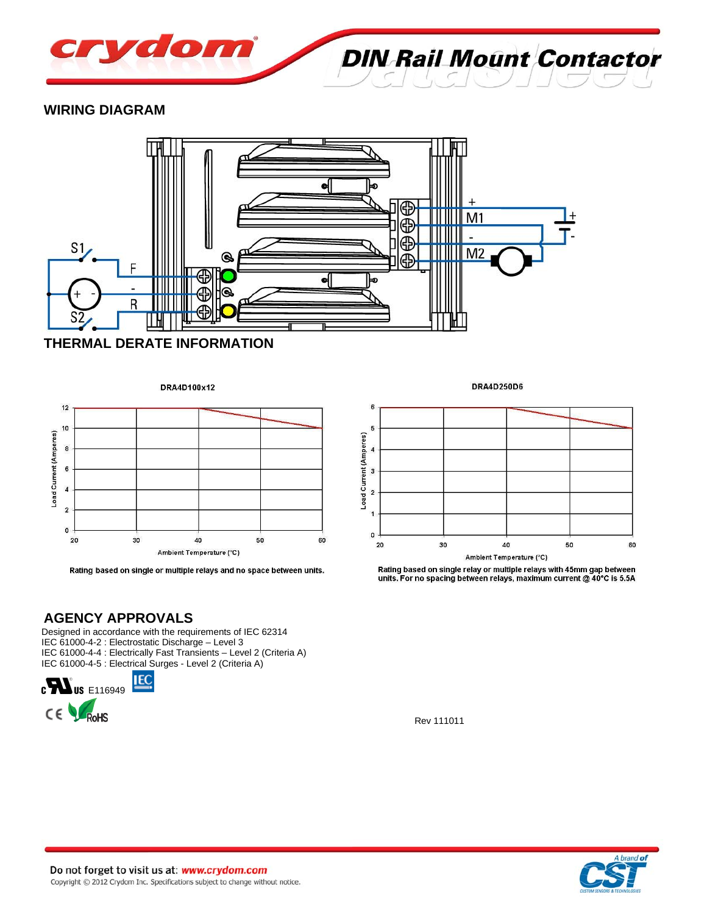## WIRING DIAGRAM

## THERMAL DERATE INFORMATION

DRA4D100x12

Rating based on single or multiple relays and no space between units.

DRA4D250D6

Rating based on single relay or multiple relays with 45mm gap between units. For no spacing between relays, maximum current @ 40°C is 5.5A

## AGENCY APPROVALS

Designed in accordance with the requirements of IEC 62314
IEC 61000-4-2 : Electrostatic Discharge – Level 3
IEC 61000-4-4 : Electrically Fast Transients – Level 2 (Criteria A)
IEC 61000-4-5 : Electrical Surges - Level 2 (Criteria A)

c UL us E116949

CE RoHS

Rev 111011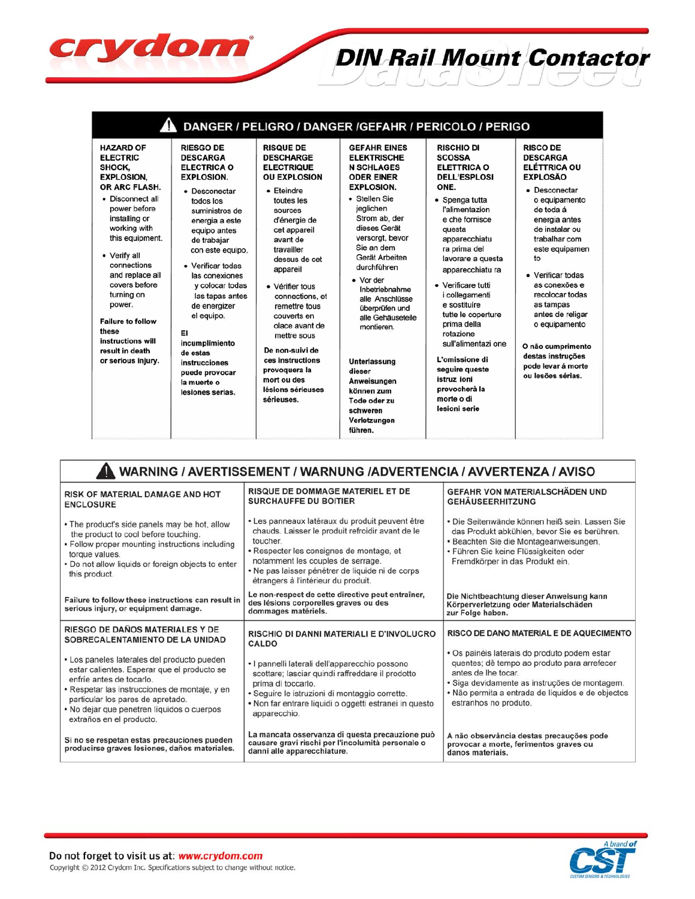# DIN Rail Mount Contactor

## ⚠ DANGER / PELIGRO / DANGER /GEFAHR / PERICOLO / PERIGO

| HAZARD OF ELECTRIC SHOCK, EXPLOSION, OR ARC FLASH. | RIESGO DE DESCARGA ELECTRICA O EXPLOSION. | RISQUE DE DESCHARGE ELECTRIQUE OU EXPLOSION | GEFAHR EINES ELEKTRISCHE N SCHLAGES ODER EINER EXPLOSION. | RISCHIO DI SCOSSA ELETTRICA O DELL'ESPLOSI ONE. | RISCO DE DESCARGA ELÉTTRICA OU EXPLOSÃO |
|---|---|---|---|---|---|
| • Disconnect all power before installing or working with this equipment.<br>• Verify all connections and replace all covers before turning on power.<br><br>**Failure to follow these instructions will result in death or serious injury.** | • Desconectar todos los suministros de energia a este equipo antes de trabajar con este equipo.<br>• Verificar todas las conexiones y colocar todas las tapas antes de energizer el equipo.<br><br>**El incumplimiento de estas instrucciones puede provocar la muerte o lesiones serias.** | • Eteindre toutes les sources d'énergie de cet appareil avant de travailler dessus de cet appareil<br>• Vérifier tous connections, et remettre tous couverts en olace avant de mettre sous<br><br>**De non-suivi de ces instructions provoquera la mort ou des lésions sérieuses sérieuses.** | • Stellen Sie jeglichen Strom ab, der dieses Gerät versorgt, bevor Sie an dem Gerät Arbeiten durchführen<br>• Vor der Inbetriebnahme alle Anschlüsse überprüfen und alle Gehäuseteile montieren.<br><br>**Unterlassung dieser Anweisungen können zum Tode oder zu schweren Verletzungen führen.** | • Spenga tutta l'alimentazion e che fornisce questa apparecchiatu ra prima del lavorare a questa apparecchiatu ra<br>• Verificare tutti i collegamenti e sostituire tutte le coperture prima della rotazione sull'alimentazi one<br><br>**L'omissione di seguire queste istruz ioni provocherà la morte o di lesioni serie** | • Desconectar o equipamento de toda á energia antes de instalar ou trabalhar com este equipamen to<br>• Verificar todas as conexões e recolocar todas as tampas antes de religar o equipamento<br><br>**O não cumprimento destas instruções pode levar á morte ou lesões sérias.** |

## ⚠ WARNING / AVERTISSEMENT / WARNUNG /ADVERTENCIA / AVVERTENZA / AVISO

| RISK OF MATERIAL DAMAGE AND HOT ENCLOSURE | RISQUE DE DOMMAGE MATERIEL ET DE SURCHAUFFE DU BOITIER | GEFAHR VON MATERIALSCHÄDEN UND GEHÄUSEERHITZUNG |
|---|---|---|
| • The product's side panels may be hot, allow the product to cool before touching.<br>• Follow proper mounting instructions including torque values.<br>• Do not allow liquids or foreign objects to enter this product.<br><br>**Failure to follow these instructions can result in serious injury, or equipment damage.** | • Les panneaux latéraux du produit peuvent être chauds. Laisser le produit refroidir avant de le toucher.<br>• Respecter les consignes de montage, et notamment les couples de serrage.<br>• Ne pas laisser pénétrer de liquide ni de corps étrangers à l'intérieur du produit.<br><br>**Le non-respect de cette directive peut entraîner, des lésions corporelles graves ou des dommages matériels.** | • Die Seitenwände können heiß sein. Lassen Sie das Produkt abkühlen, bevor Sie es berühren.<br>• Beachten Sie die Montageanweisungen,<br>• Führen Sie keine Flüssigkeiten oder Fremdkörper in das Produkt ein.<br><br>**Die Nichtbeachtung dieser Anweisung kann Körperverletzung oder Materialschäden zur Folge haben.** |
| **RIESGO DE DAÑOS MATERIALES Y DE SOBRECALENTAMIENTO DE LA UNIDAD** | **RISCHIO DI DANNI MATERIALI E D'INVOLUCRO CALDO** | **RISCO DE DANO MATERIAL E DE AQUECIMENTO** |
| • Los paneles laterales del producto pueden estar calientes. Esperar que el producto se enfríe antes de tocarlo.<br>• Respetar las instrucciones de montaje, y en particular los pares de apretado.<br>• No dejar que penetren líquidos o cuerpos extraños en el producto.<br><br>**Si no se respetan estas precauciones pueden producirse graves lesiones, daños materiales.** | • I pannelli laterali dell'apparecchio possono scottare; lasciar quindi raffreddare il prodotto prima di toccarlo.<br>• Seguire le istruzioni di montaggio corrette.<br>• Non far entrare liquidi o oggetti estranei in questo apparecchio.<br><br>**La mancata osservanza di questa precauzione può causare gravi rischi per l'incolumità personale o danni alle apparecchiature.** | • Os painéis laterais do produto podem estar quentes; dê tempo ao produto para arrefecer antes de lhe tocar.<br>• Siga devidamente as instruções de montagem.<br>• Não permita a entrada de líquidos e de objectos estranhos no produto.<br><br>**A não observância destas precauções pode provocar a morte, ferimentos graves ou danos materiais.** |

Do not forget to visit us at: *www.crydom.com*

Copyright © 2012 Crydom Inc. Specifications subject to change without notice.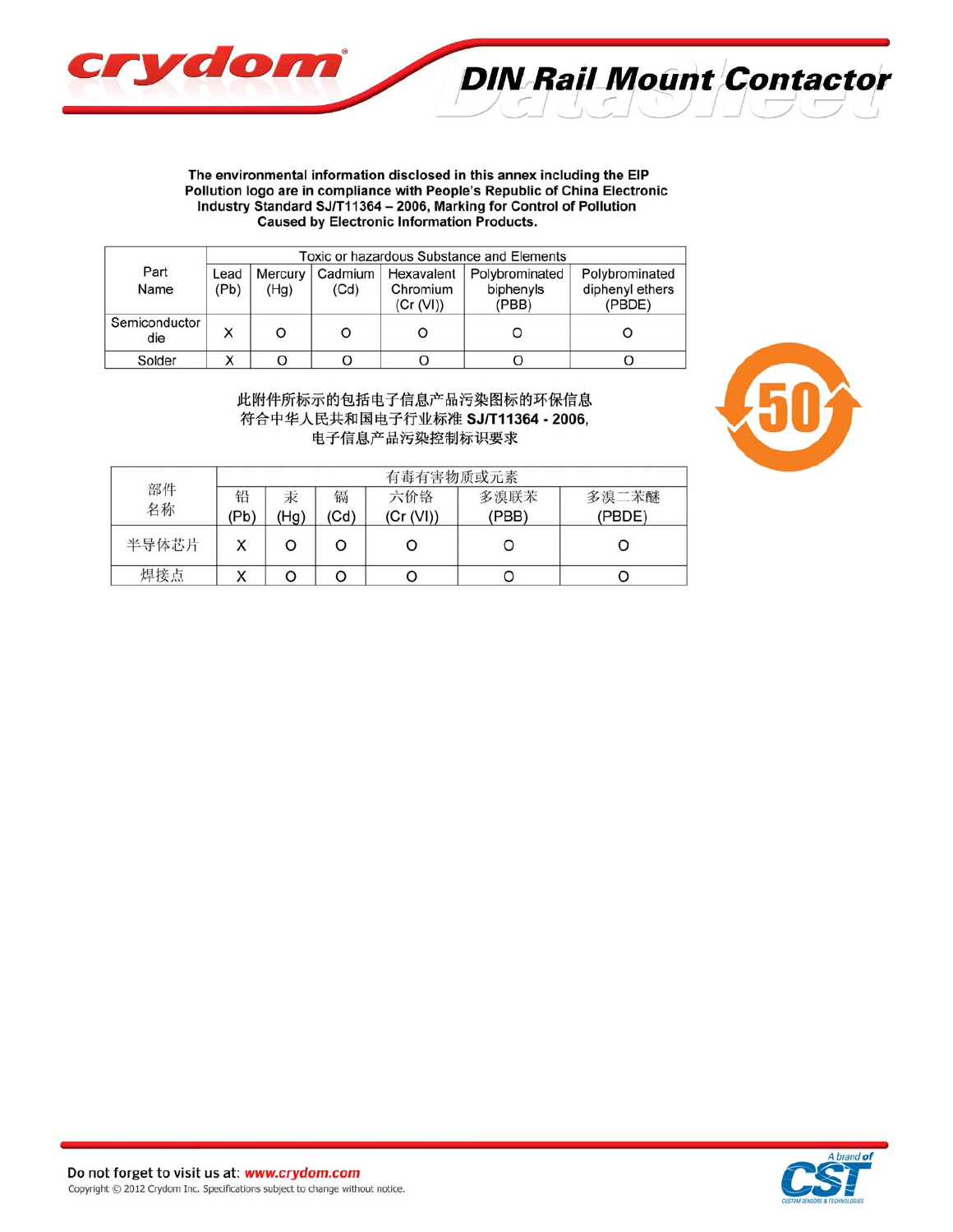**The environmental information disclosed in this annex including the EIP Pollution logo are in compliance with People's Republic of China Electronic Industry Standard SJ/T11364 – 2006, Marking for Control of Pollution Caused by Electronic Information Products.**

| Part Name | Toxic or hazardous Substance and Elements | | | | | |
|---|---|---|---|---|---|---|
| | Lead (Pb) | Mercury (Hg) | Cadmium (Cd) | Hexavalent Chromium (Cr (VI)) | Polybrominated biphenyls (PBB) | Polybrominated diphenyl ethers (PBDE) |
| Semiconductor die | X | O | O | O | O | O |
| Solder | X | O | O | O | O | O |

**此附件所标示的包括电子信息产品污染图标的环保信息符合中华人民共和国电子行业标准 SJ/T11364 - 2006, 电子信息产品污染控制标识要求**

| 部件名称 | 有毒有害物质或元素 | | | | | |
|---|---|---|---|---|---|---|
| | 铅 (Pb) | 汞 (Hg) | 镉 (Cd) | 六价铬 (Cr (VI)) | 多溴联苯 (PBB) | 多溴二苯醚 (PBDE) |
| 半导体芯片 | X | O | O | O | O | O |
| 焊接点 | X | O | O | O | O | O |

Do not forget to visit us at: *www.crydom.com*

Copyright © 2012 Crydom Inc. Specifications subject to change without notice.